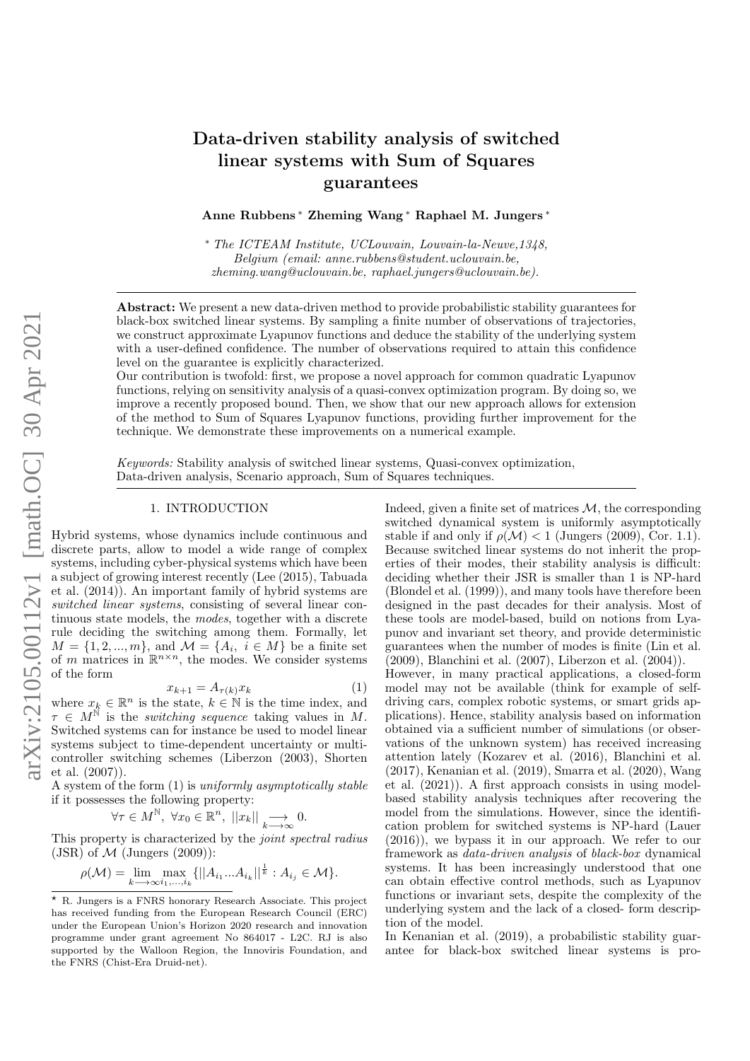# Data-driven stability analysis of switched linear systems with Sum of Squares guarantees

**Anne Rubbens* Zheming Wang* Raphael M. Jungers***

\* *The ICTEAM Institute, UCLouvain, Louvain-la-Neuve,1348, Belgium (email: anne.rubbens@student.uclouvain.be, zheming.wang@uclouvain.be, raphael.jungers@uclouvain.be).*

**Abstract:** We present a new data-driven method to provide probabilistic stability guarantees for black-box switched linear systems. By sampling a finite number of observations of trajectories, we construct approximate Lyapunov functions and deduce the stability of the underlying system with a user-defined confidence. The number of observations required to attain this confidence level on the guarantee is explicitly characterized.

Our contribution is twofold: first, we propose a novel approach for common quadratic Lyapunov functions, relying on sensitivity analysis of a quasi-convex optimization program. By doing so, we improve a recently proposed bound. Then, we show that our new approach allows for extension of the method to Sum of Squares Lyapunov functions, providing further improvement for the technique. We demonstrate these improvements on a numerical example.

*Keywords:* Stability analysis of switched linear systems, Quasi-convex optimization, Data-driven analysis, Scenario approach, Sum of Squares techniques.

## 1. INTRODUCTION

Hybrid systems, whose dynamics include continuous and discrete parts, allow to model a wide range of complex systems, including cyber-physical systems which have been a subject of growing interest recently (Lee (2015), Tabuada et al. (2014)). An important family of hybrid systems are *switched linear systems*, consisting of several linear continuous state models, the *modes*, together with a discrete rule deciding the switching among them. Formally, let $M = \{1, 2, ..., m\}$, and $\mathcal{M} = \{A_i,\ i \in M\}$ be a finite set of $m$ matrices in $\mathbb{R}^{n\times n}$, the modes. We consider systems of the form

$$x_{k+1} = A_{\tau(k)}x_k \tag{1}$$

where $x_k \in \mathbb{R}^n$ is the state, $k \in \mathbb{N}$ is the time index, and $\tau \in M^{\mathbb{N}}$ is the *switching sequence* taking values in $M$. Switched systems can for instance be used to model linear systems subject to time-dependent uncertainty or multi-controller switching schemes (Liberzon (2003), Shorten et al. (2007)).

A system of the form (1) is *uniformly asymptotically stable* if it possesses the following property:

$$\forall \tau \in M^{\mathbb{N}},\ \forall x_0 \in \mathbb{R}^n,\ ||x_k|| \underset{k\longrightarrow\infty}{\longrightarrow} 0.$$

This property is characterized by the *joint spectral radius* (JSR) of $\mathcal{M}$ (Jungers (2009)):

$$\rho(\mathcal{M}) = \lim_{k\longrightarrow\infty} \max_{i_1,...,i_k} \{||A_{i_1}...A_{i_k}||^{\frac{1}{k}} : A_{i_j} \in \mathcal{M}\}.$$

Indeed, given a finite set of matrices $\mathcal{M}$, the corresponding switched dynamical system is uniformly asymptotically stable if and only if $\rho(\mathcal{M}) < 1$ (Jungers (2009), Cor. 1.1). Because switched linear systems do not inherit the properties of their modes, their stability analysis is difficult: deciding whether their JSR is smaller than 1 is NP-hard (Blondel et al. (1999)), and many tools have therefore been designed in the past decades for their analysis. Most of these tools are model-based, build on notions from Lyapunov and invariant set theory, and provide deterministic guarantees when the number of modes is finite (Lin et al. (2009), Blanchini et al. (2007), Liberzon et al. (2004)).

However, in many practical applications, a closed-form model may not be available (think for example of self-driving cars, complex robotic systems, or smart grids applications). Hence, stability analysis based on information obtained via a sufficient number of simulations (or observations of the unknown system) has received increasing attention lately (Kozarev et al. (2016), Blanchini et al. (2017), Kenanian et al. (2019), Smarra et al. (2020), Wang et al. (2021)). A first approach consists in using model-based stability analysis techniques after recovering the model from the simulations. However, since the identification problem for switched systems is NP-hard (Lauer (2016)), we bypass it in our approach. We refer to our framework as *data-driven analysis* of *black-box* dynamical systems. It has been increasingly understood that one can obtain effective control methods, such as Lyapunov functions or invariant sets, despite the complexity of the underlying system and the lack of a closed- form description of the model.

In Kenanian et al. (2019), a probabilistic stability guarantee for black-box switched linear systems is pro-

---

\* R. Jungers is a FNRS honorary Research Associate. This project has received funding from the European Research Council (ERC) under the European Union's Horizon 2020 research and innovation programme under grant agreement No 864017 - L2C. RJ is also supported by the Walloon Region, the Innoviris Foundation, and the FNRS (Chist-Era Druid-net).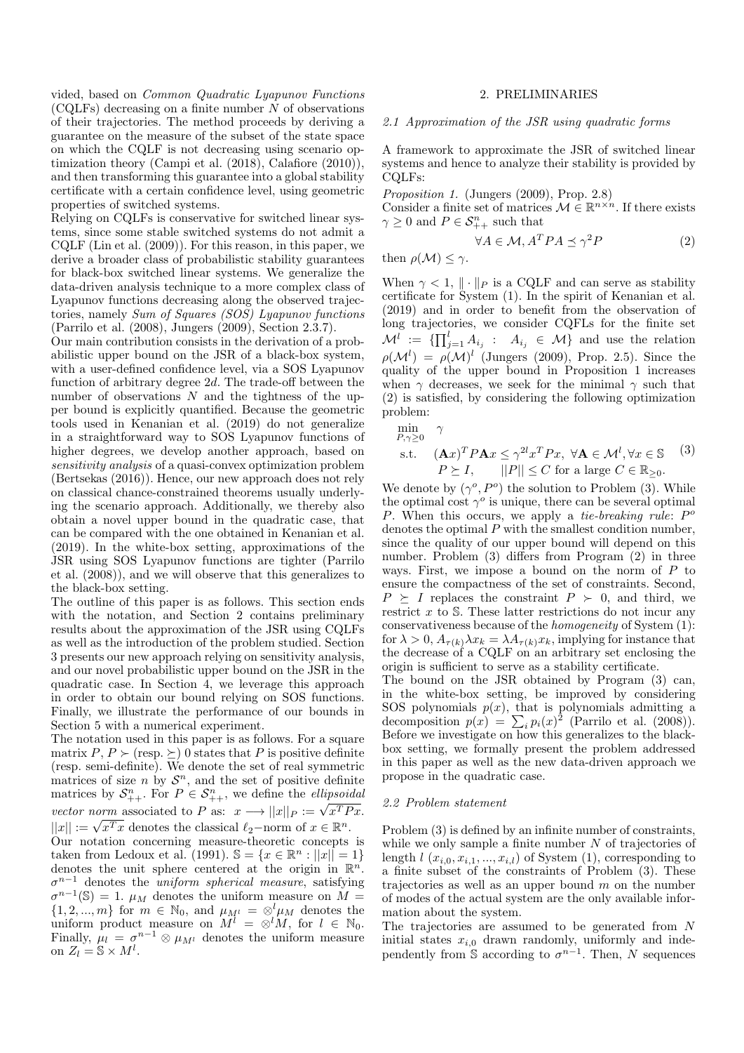vided, based on *Common Quadratic Lyapunov Functions* (CQLFs) decreasing on a finite number $N$ of observations of their trajectories. The method proceeds by deriving a guarantee on the measure of the subset of the state space on which the CQLF is not decreasing using scenario optimization theory (Campi et al. (2018), Calafiore (2010)), and then transforming this guarantee into a global stability certificate with a certain confidence level, using geometric properties of switched systems.

Relying on CQLFs is conservative for switched linear systems, since some stable switched systems do not admit a CQLF (Lin et al. (2009)). For this reason, in this paper, we derive a broader class of probabilistic stability guarantees for black-box switched linear systems. We generalize the data-driven analysis technique to a more complex class of Lyapunov functions decreasing along the observed trajectories, namely *Sum of Squares (SOS) Lyapunov functions* (Parrilo et al. (2008), Jungers (2009), Section 2.3.7).

Our main contribution consists in the derivation of a probabilistic upper bound on the JSR of a black-box system, with a user-defined confidence level, via a SOS Lyapunov function of arbitrary degree $2d$. The trade-off between the number of observations $N$ and the tightness of the upper bound is explicitly quantified. Because the geometric tools used in Kenanian et al. (2019) do not generalize in a straightforward way to SOS Lyapunov functions of higher degrees, we develop another approach, based on *sensitivity analysis* of a quasi-convex optimization problem (Bertsekas (2016)). Hence, our new approach does not rely on classical chance-constrained theorems usually underlying the scenario approach. Additionally, we thereby also obtain a novel upper bound in the quadratic case, that can be compared with the one obtained in Kenanian et al. (2019). In the white-box setting, approximations of the JSR using SOS Lyapunov functions are tighter (Parrilo et al. (2008)), and we will observe that this generalizes to the black-box setting.

The outline of this paper is as follows. This section ends with the notation, and Section 2 contains preliminary results about the approximation of the JSR using CQLFs as well as the introduction of the problem studied. Section 3 presents our new approach relying on sensitivity analysis, and our novel probabilistic upper bound on the JSR in the quadratic case. In Section 4, we leverage this approach in order to obtain our bound relying on SOS functions. Finally, we illustrate the performance of our bounds in Section 5 with a numerical experiment.

The notation used in this paper is as follows. For a square matrix $P$, $P \succ$ (resp. $\succeq$) $0$ states that $P$ is positive definite (resp. semi-definite). We denote the set of real symmetric matrices of size $n$ by $\mathcal{S}^n$, and the set of positive definite matrices by $\mathcal{S}^n_{++}$. For $P \in \mathcal{S}^n_{++}$, we define the *ellipsoidal vector norm* associated to $P$ as: $x \longrightarrow ||x||_P := \sqrt{x^T P x}$. $||x|| := \sqrt{x^T x}$ denotes the classical $\ell_2$−norm of $x \in \mathbb{R}^n$.

Our notation concerning measure-theoretic concepts is taken from Ledoux et al. (1991). $\mathbb{S} = \{x \in \mathbb{R}^n : ||x|| = 1\}$ denotes the unit sphere centered at the origin in $\mathbb{R}^n$. $\sigma^{n-1}$ denotes the *uniform spherical measure*, satisfying $\sigma^{n-1}(\mathbb{S}) = 1$. $\mu_M$ denotes the uniform measure on $M = \{1, 2, ..., m\}$ for $m \in \mathbb{N}_0$, and $\mu_{M^l} = \otimes^l \mu_M$ denotes the uniform product measure on $M^l = \otimes^l M$, for $l \in \mathbb{N}_0$. Finally, $\mu_l = \sigma^{n-1} \otimes \mu_{M^l}$ denotes the uniform measure on $Z_l = \mathbb{S} \times M^l$.

## 2. PRELIMINARIES

### 2.1 Approximation of the JSR using quadratic forms

A framework to approximate the JSR of switched linear systems and hence to analyze their stability is provided by CQLFs:

*Proposition 1.* (Jungers (2009), Prop. 2.8)
Consider a finite set of matrices $\mathcal{M} \in \mathbb{R}^{n \times n}$. If there exists $\gamma \geq 0$ and $P \in \mathcal{S}^n_{++}$ such that

$$\forall A \in \mathcal{M}, A^T P A \preceq \gamma^2 P \tag{2}$$

then $\rho(\mathcal{M}) \leq \gamma$.

When $\gamma < 1$, $\| \cdot \|_P$ is a CQLF and can serve as stability certificate for System (1). In the spirit of Kenanian et al. (2019) and in order to benefit from the observation of long trajectories, we consider CQFLs for the finite set $\mathcal{M}^l := \{\prod_{j=1}^l A_{i_j} : \ A_{i_j} \in \mathcal{M}\}$ and use the relation $\rho(\mathcal{M}^l) = \rho(\mathcal{M})^l$ (Jungers (2009), Prop. 2.5). Since the quality of the upper bound in Proposition 1 increases when $\gamma$ decreases, we seek for the minimal $\gamma$ such that (2) is satisfied, by considering the following optimization problem:

$$\begin{aligned} \min_{P, \gamma \geq 0} \quad & \gamma \\ \text{s.t.} \quad & (\mathbf{A}x)^T P \mathbf{A} x \leq \gamma^{2l} x^T P x, \ \forall \mathbf{A} \in \mathcal{M}^l, \forall x \in \mathbb{S} \\ & P \succeq I, \qquad ||P|| \leq C \text{ for a large } C \in \mathbb{R}_{\geq 0}. \end{aligned} \tag{3}$$

We denote by $(\gamma^o, P^o)$ the solution to Problem (3). While the optimal cost $\gamma^o$ is unique, there can be several optimal $P$. When this occurs, we apply a *tie-breaking rule*: $P^o$ denotes the optimal $P$ with the smallest condition number, since the quality of our upper bound will depend on this number. Problem (3) differs from Program (2) in three ways. First, we impose a bound on the norm of $P$ to ensure the compactness of the set of constraints. Second, $P \succeq I$ replaces the constraint $P \succ 0$, and third, we restrict $x$ to $\mathbb{S}$. These latter restrictions do not incur any conservativeness because of the *homogeneity* of System (1): for $\lambda > 0$, $A_{\tau(k)} \lambda x_k = \lambda A_{\tau(k)} x_k$, implying for instance that the decrease of a CQLF on an arbitrary set enclosing the origin is sufficient to serve as a stability certificate.

The bound on the JSR obtained by Program (3) can, in the white-box setting, be improved by considering SOS polynomials $p(x)$, that is polynomials admitting a decomposition $p(x) = \sum_i p_i(x)^2$ (Parrilo et al. (2008)). Before we investigate on how this generalizes to the black-box setting, we formally present the problem addressed in this paper as well as the new data-driven approach we propose in the quadratic case.

### 2.2 Problem statement

Problem (3) is defined by an infinite number of constraints, while we only sample a finite number $N$ of trajectories of length $l$ $(x_{i,0}, x_{i,1}, ..., x_{i,l})$ of System (1), corresponding to a finite subset of the constraints of Problem (3). These trajectories as well as an upper bound $m$ on the number of modes of the actual system are the only available information about the system.

The trajectories are assumed to be generated from $N$ initial states $x_{i,0}$ drawn randomly, uniformly and independently from $\mathbb{S}$ according to $\sigma^{n-1}$. Then, $N$ sequences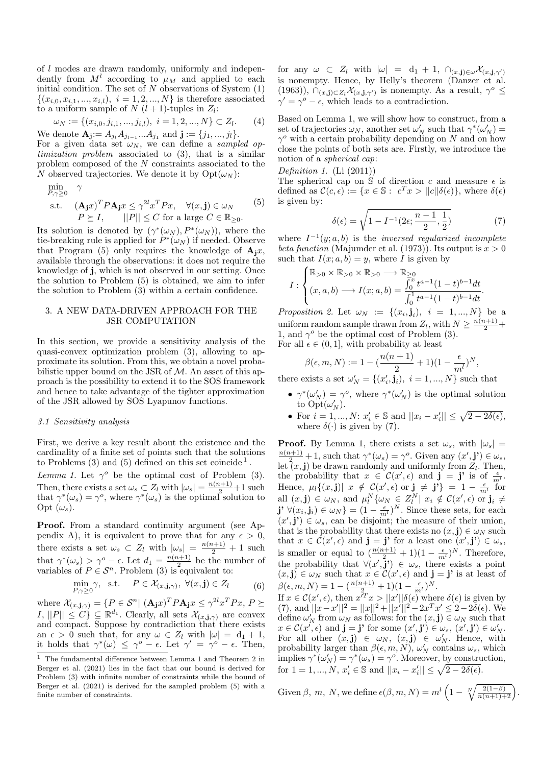of $l$ modes are drawn randomly, uniformly and independently from $M^l$ according to $\mu_M$ and applied to each initial condition. The set of $N$ observations of System (1) $\{(x_{i,0}, x_{i,1}, ..., x_{i,l}),\ i = 1, 2, ..., N\}$ is therefore associated to a uniform sample of $N$ $(l+1)$-tuples in $Z_l$:

$$\omega_N := \{(x_{i,0}, j_{i,1}, ..., j_{i,l}),\ i = 1, 2, ..., N\} \subset Z_l. \qquad (4)$$

We denote $\mathbf{A_j} := A_{j_l} A_{j_{l-1}} ... A_{j_1}$ and $\mathbf{j} := \{j_1, ..., j_l\}$.

For a given data set $\omega_N$, we can define a *sampled optimization problem* associated to (3), that is a similar problem composed of the $N$ constraints associated to the $N$ observed trajectories. We denote it by $\text{Opt}(\omega_N)$:

$$\begin{aligned} \min_{P,\gamma \geq 0} \quad & \gamma \\ \text{s.t.} \quad & (\mathbf{A_j} x)^T P \mathbf{A_j} x \leq \gamma^{2l} x^T P x, \quad \forall (x, \mathbf{j}) \in \omega_N \\ & P \succeq I, \qquad ||P|| \leq C \text{ for a large } C \in \mathbb{R}_{\geq 0}. \end{aligned} \qquad (5)$$

Its solution is denoted by $(\gamma^*(\omega_N), P^*(\omega_N))$, where the tie-breaking rule is applied for $P^*(\omega_N)$ if needed. Observe that Program (5) only requires the knowledge of $\mathbf{A_j} x$, available through the observations: it does not require the knowledge of $\mathbf{j}$, which is not observed in our setting. Once the solution to Problem (5) is obtained, we aim to infer the solution to Problem (3) within a certain confidence.

## 3. A NEW DATA-DRIVEN APPROACH FOR THE JSR COMPUTATION

In this section, we provide a sensitivity analysis of the quasi-convex optimization problem (3), allowing to approximate its solution. From this, we obtain a novel probabilistic upper bound on the JSR of $\mathcal{M}$. An asset of this approach is the possibility to extend it to the SOS framework and hence to take advantage of the tighter approximation of the JSR allowed by SOS Lyapunov functions.

### 3.1 Sensitivity analysis

First, we derive a key result about the existence and the cardinality of a finite set of points such that the solutions to Problems (3) and (5) defined on this set coincide [1].

*Lemma 1.* Let $\gamma^o$ be the optimal cost of Problem (3). Then, there exists a set $\omega_s \subset Z_l$ with $|\omega_s| = \frac{n(n+1)}{2} + 1$ such that $\gamma^*(\omega_s) = \gamma^o$, where $\gamma^*(\omega_s)$ is the optimal solution to Opt $(\omega_s)$.

**Proof.** From a standard continuity argument (see Appendix A), it is equivalent to prove that for any $\epsilon > 0$, there exists a set $\omega_s \subset Z_l$ with $|\omega_s| = \frac{n(n+1)}{2} + 1$ such that $\gamma^*(\omega_s) > \gamma^o - \epsilon$. Let $d_1 = \frac{n(n+1)}{2}$ be the number of variables of $P \in \mathcal{S}^n$. Problem (3) is equivalent to:

$$\min_{P,\gamma \geq 0} \gamma, \quad \text{s.t.} \quad P \in \mathcal{X}_{(x,\mathbf{j},\gamma)},\ \forall (x, \mathbf{j}) \in Z_l \qquad (6)$$

where $\mathcal{X}_{(x,\mathbf{j},\gamma)} = \{P \in \mathcal{S}^n |\ (\mathbf{A_j} x)^T P \mathbf{A_j} x \leq \gamma^{2l} x^T P x,\ P \succeq I,\ ||P|| \leq C\} \subseteq \mathbb{R}^{d_1}$. Clearly, all sets $\mathcal{X}_{(x,\mathbf{j},\gamma)}$ are convex and compact. Suppose by contradiction that there exists an $\epsilon > 0$ such that, for any $\omega \in Z_l$ with $|\omega| = d_1 + 1$, it holds that $\gamma^*(\omega) \leq \gamma^o - \epsilon$. Let $\gamma' = \gamma^o - \epsilon$. Then, for any $\omega \subset Z_l$ with $|\omega| = d_1 + 1$, $\cap_{(x,\mathbf{j}) \in \omega} \mathcal{X}_{(x,\mathbf{j},\gamma')}$ is nonempty. Hence, by Helly's theorem (Danzer et al. (1963)), $\cap_{(x,\mathbf{j}) \subset Z_l} \mathcal{X}_{(x,\mathbf{j},\gamma')}$ is nonempty. As a result, $\gamma^o \leq \gamma' = \gamma^o - \epsilon$, which leads to a contradiction.

[1] The fundamental difference between Lemma 1 and Theorem 2 in Berger et al. (2021) lies in the fact that our bound is derived for Problem (3) with infinite number of constraints while the bound of Berger et al. (2021) is derived for the sampled problem (5) with a finite number of constraints.

Based on Lemma 1, we will show how to construct, from a set of trajectories $\omega_N$, another set $\omega'_N$ such that $\gamma^*(\omega'_N) = \gamma^o$ with a certain probability depending on $N$ and on how close the points of both sets are. Firstly, we introduce the notion of a *spherical cap*:

*Definition 1.* (Li (2011))
The spherical cap on $\mathbb{S}$ of direction $c$ and measure $\epsilon$ is defined as $\mathcal{C}(c, \epsilon) := \{x \in \mathbb{S} :\ c^T x > ||c|| \delta(\epsilon)\}$, where $\delta(\epsilon)$ is given by:

$$\delta(\epsilon) = \sqrt{1 - I^{-1}(2\epsilon; \frac{n-1}{2}, \frac{1}{2})} \qquad (7)$$

where $I^{-1}(y; a, b)$ is the *inversed regularized incomplete beta function* (Majumder et al. (1973)). Its output is $x > 0$ such that $I(x; a, b) = y$, where $I$ is given by

$$I : \begin{cases} \mathbb{R}_{>0} \times \mathbb{R}_{>0} \times \mathbb{R}_{>0} \longrightarrow \mathbb{R}_{\geq 0} \\ (x, a, b) \longrightarrow I(x; a, b) = \dfrac{\int_0^x t^{a-1}(1-t)^{b-1} dt}{\int_0^1 t^{a-1}(1-t)^{b-1} dt}. \end{cases}$$

*Proposition 2.* Let $\omega_N := \{(x_i, \mathbf{j}_i),\ i = 1, ..., N\}$ be a uniform random sample drawn from $Z_l$, with $N \geq \frac{n(n+1)}{2} + 1$, and $\gamma^o$ be the optimal cost of Problem (3).
For all $\epsilon \in (0, 1]$, with probability at least

$$\beta(\epsilon, m, N) := 1 - (\frac{n(n+1)}{2} + 1)(1 - \frac{\epsilon}{m^l})^N,$$

there exists a set $\omega'_N = \{(x'_i, \mathbf{j}_i),\ i = 1, ..., N\}$ such that

- $\gamma^*(\omega'_N) = \gamma^o$, where $\gamma^*(\omega'_N)$ is the optimal solution to $\text{Opt}(\omega'_N)$.
- For $i = 1, ..., N$: $x'_i \in \mathbb{S}$ and $||x_i - x'_i|| \leq \sqrt{2 - 2\delta(\epsilon)}$, where $\delta(\cdot)$ is given by (7).

**Proof.** By Lemma 1, there exists a set $\omega_s$, with $|\omega_s| = \frac{n(n+1)}{2} + 1$, such that $\gamma^*(\omega_s) = \gamma^o$. Given any $(x', \mathbf{j'}) \in \omega_s$, let $(x, \mathbf{j})$ be drawn randomly and uniformly from $Z_l$. Then, the probability that $x \in \mathcal{C}(x', \epsilon)$ and $\mathbf{j} = \mathbf{j'}$ is of $\frac{\epsilon}{m^l}$. Hence, $\mu_l\{(x, \mathbf{j})|\ x \notin \mathcal{C}(x', \epsilon) \text{ or } \mathbf{j} \neq \mathbf{j'}\} = 1 - \frac{\epsilon}{m^l}$ for all $(x, \mathbf{j}) \in \omega_N$, and $\mu_l^N\{\omega_N \in Z_l^N |\ x_i \notin \mathcal{C}(x', \epsilon) \text{ or } \mathbf{j}_i \neq \mathbf{j'}\ \forall (x_i, \mathbf{j}_i) \in \omega_N\} = (1 - \frac{\epsilon}{m^l})^N$. Since these sets, for each $(x', \mathbf{j'}) \in \omega_s$, can be disjoint; the measure of their union, that is the probability that there exists no $(x, \mathbf{j}) \in \omega_N$ such that $x \in \mathcal{C}(x', \epsilon)$ and $\mathbf{j} = \mathbf{j'}$ for a least one $(x', \mathbf{j'}) \in \omega_s$, is smaller or equal to $(\frac{n(n+1)}{2} + 1)(1 - \frac{\epsilon}{m^l})^N$. Therefore, the probability that $\forall (x', \mathbf{j'}) \in \omega_s$, there exists a point $(x, \mathbf{j}) \in \omega_N$ such that $x \in \mathcal{C}(x', \epsilon)$ and $\mathbf{j} = \mathbf{j'}$ is at least of $\beta(\epsilon, m, N) = 1 - (\frac{n(n+1)}{2} + 1)(1 - \frac{\epsilon}{m^l})^N$.

If $x \in \mathcal{C}(x', \epsilon)$, then $x'^T x > ||x'|| \delta(\epsilon)$ where $\delta(\epsilon)$ is given by (7), and $||x - x'||^2 = ||x||^2 + ||x'||^2 - 2x^T x' \leq 2 - 2\delta(\epsilon)$. We define $\omega'_N$ from $\omega_N$ as follows: for the $(x, \mathbf{j}) \in \omega_N$ such that $x \in \mathcal{C}(x', \epsilon)$ and $\mathbf{j} = \mathbf{j'}$ for some $(x', \mathbf{j'}) \in \omega_s$, $(x', \mathbf{j'}) \in \omega'_N$. For all other $(x, \mathbf{j}) \in \omega_N$, $(x, \mathbf{j}) \in \omega'_N$. Hence, with probability larger than $\beta(\epsilon, m, N)$, $\omega'_N$ contains $\omega_s$, which implies $\gamma^*(\omega'_N) = \gamma^*(\omega_s) = \gamma^o$. Moreover, by construction, for $1 = 1, ..., N$, $x'_i \in \mathbb{S}$ and $||x_i - x'_i|| \leq \sqrt{2 - 2\delta(\epsilon)}$.

Given $\beta$, $m$, $N$, we define $\epsilon(\beta, m, N) = m^l \left(1 - \sqrt[N]{\frac{2(1-\beta)}{n(n+1)+2}}\right)$.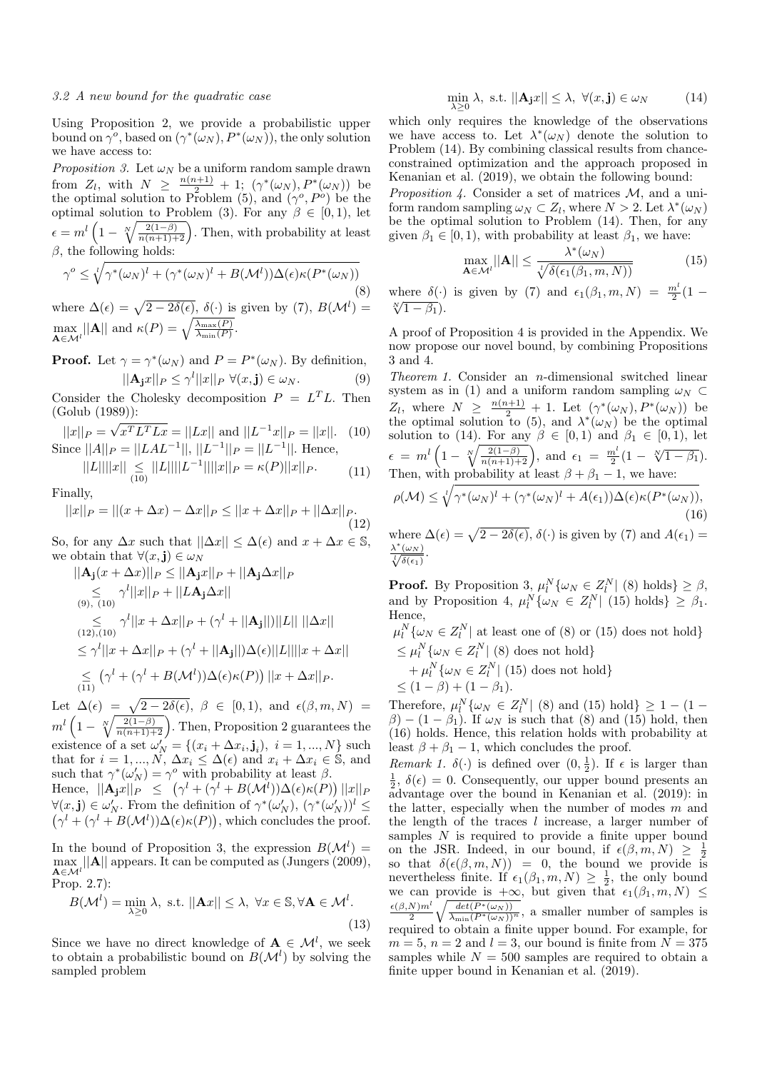### 3.2 A new bound for the quadratic case

Using Proposition 2, we provide a probabilistic upper bound on $\gamma^o$, based on $(\gamma^*(\omega_N), P^*(\omega_N))$, the only solution we have access to:

*Proposition 3.* Let $\omega_N$ be a uniform random sample drawn from $Z_l$, with $N \geq \frac{n(n+1)}{2} + 1$; $(\gamma^*(\omega_N), P^*(\omega_N))$ be the optimal solution to Problem (5), and $(\gamma^o, P^o)$ be the optimal solution to Problem (3). For any $\beta \in [0, 1)$, let $\epsilon = m^l \left(1 - \sqrt[N]{\frac{2(1-\beta)}{n(n+1)+2}}\right)$. Then, with probability at least $\beta$, the following holds:

$$\gamma^o \leq \sqrt[l]{\gamma^*(\omega_N)^l + (\gamma^*(\omega_N)^l + B(\mathcal{M}^l))\Delta(\epsilon)\kappa(P^*(\omega_N))} \tag{8}$$

where $\Delta(\epsilon) = \sqrt{2 - 2\delta(\epsilon)}$, $\delta(\cdot)$ is given by (7), $B(\mathcal{M}^l) = \max_{\mathbf{A} \in \mathcal{M}^l} ||\mathbf{A}||$ and $\kappa(P) = \sqrt{\frac{\lambda_{\max}(P)}{\lambda_{\min}(P)}}$.

**Proof.** Let $\gamma = \gamma^*(\omega_N)$ and $P = P^*(\omega_N)$. By definition,

$$||\mathbf{A_j}x||_P \leq \gamma^l ||x||_P \ \forall (x, \mathbf{j}) \in \omega_N. \tag{9}$$

Consider the Cholesky decomposition $P = L^T L$. Then (Golub (1989)):

$$||x||_P = \sqrt{x^T L^T L x} = ||Lx|| \text{ and } ||L^{-1}x||_P = ||x||. \tag{10}$$

Since $||A||_P = ||LAL^{-1}||$, $||L^{-1}||_P = ||L^{-1}||$. Hence,

$$||L|| ||x|| \underset{(10)}{\leq} ||L|| ||L^{-1}|| ||x||_P = \kappa(P)||x||_P. \tag{11}$$

Finally,

$$||x||_P = ||(x + \Delta x) - \Delta x||_P \leq ||x + \Delta x||_P + ||\Delta x||_P. \tag{12}$$

So, for any $\Delta x$ such that $||\Delta x|| \leq \Delta(\epsilon)$ and $x + \Delta x \in \mathbb{S}$, we obtain that $\forall (x, \mathbf{j}) \in \omega_N$

$$\begin{aligned}
||\mathbf{A_j}(x + \Delta x)||_P &\leq ||\mathbf{A_j}x||_P + ||\mathbf{A_j}\Delta x||_P \\
&\underset{(9),\,(10)}{\leq} \gamma^l ||x||_P + ||L\mathbf{A_j}\Delta x|| \\
&\underset{(12),(10)}{\leq} \gamma^l ||x + \Delta x||_P + (\gamma^l + ||\mathbf{A_j}||)||L|| \, ||\Delta x|| \\
&\leq \gamma^l ||x + \Delta x||_P + (\gamma^l + ||\mathbf{A_j}||)\Delta(\epsilon)||L|| ||x + \Delta x|| \\
&\underset{(11)}{\leq} \left(\gamma^l + (\gamma^l + B(\mathcal{M}^l))\Delta(\epsilon)\kappa(P)\right) ||x + \Delta x||_P.
\end{aligned}$$

Let $\Delta(\epsilon) = \sqrt{2 - 2\delta(\epsilon)}$, $\beta \in [0, 1)$, and $\epsilon(\beta, m, N) = m^l \left(1 - \sqrt[N]{\frac{2(1-\beta)}{n(n+1)+2}}\right)$. Then, Proposition 2 guarantees the existence of a set $\omega'_N = \{(x_i + \Delta x_i, \mathbf{j}_i), \ i = 1, ..., N\}$ such that for $i = 1, ..., N$, $\Delta x_i \leq \Delta(\epsilon)$ and $x_i + \Delta x_i \in \mathbb{S}$, and such that $\gamma^*(\omega'_N) = \gamma^o$ with probability at least $\beta$. Hence, $||\mathbf{A_j}x||_P \leq \left(\gamma^l + (\gamma^l + B(\mathcal{M}^l))\Delta(\epsilon)\kappa(P)\right) ||x||_P$ $\forall (x, \mathbf{j}) \in \omega'_N$. From the definition of $\gamma^*(\omega'_N)$, $(\gamma^*(\omega'_N))^l \leq \left(\gamma^l + (\gamma^l + B(\mathcal{M}^l))\Delta(\epsilon)\kappa(P)\right)$, which concludes the proof.

In the bound of Proposition 3, the expression $B(\mathcal{M}^l) = \max_{\mathbf{A} \in \mathcal{M}^l} ||\mathbf{A}||$ appears. It can be computed as (Jungers (2009), Prop. 2.7):

$$B(\mathcal{M}^l) = \min_{\lambda \geq 0} \lambda, \text{ s.t. } ||\mathbf{A}x|| \leq \lambda, \ \forall x \in \mathbb{S}, \forall \mathbf{A} \in \mathcal{M}^l. \tag{13}$$

Since we have no direct knowledge of $\mathbf{A} \in \mathcal{M}^l$, we seek to obtain a probabilistic bound on $B(\mathcal{M}^l)$ by solving the sampled problem

$$\min_{\lambda \geq 0} \lambda, \text{ s.t. } ||\mathbf{A_j}x|| \leq \lambda, \ \forall (x, \mathbf{j}) \in \omega_N \tag{14}$$

which only requires the knowledge of the observations we have access to. Let $\lambda^*(\omega_N)$ denote the solution to Problem (14). By combining classical results from chance-constrained optimization and the approach proposed in Kenanian et al. (2019), we obtain the following bound:

*Proposition 4.* Consider a set of matrices $\mathcal{M}$, and a uniform random sampling $\omega_N \subset Z_l$, where $N > 2$. Let $\lambda^*(\omega_N)$ be the optimal solution to Problem (14). Then, for any given $\beta_1 \in [0, 1)$, with probability at least $\beta_1$, we have:

$$\max_{\mathbf{A} \in \mathcal{M}^l} ||\mathbf{A}|| \leq \frac{\lambda^*(\omega_N)}{\sqrt[l]{\delta(\epsilon_1(\beta_1, m, N))}} \tag{15}$$

where $\delta(\cdot)$ is given by (7) and $\epsilon_1(\beta_1, m, N) = \frac{m^l}{2}(1 - \sqrt[N]{1 - \beta_1})$.

A proof of Proposition 4 is provided in the Appendix. We now propose our novel bound, by combining Propositions 3 and 4.

*Theorem 1.* Consider an $n$-dimensional switched linear system as in (1) and a uniform random sampling $\omega_N \subset Z_l$, where $N \geq \frac{n(n+1)}{2} + 1$. Let $(\gamma^*(\omega_N), P^*(\omega_N))$ be the optimal solution to (5), and $\lambda^*(\omega_N)$ be the optimal solution to (14). For any $\beta \in [0, 1)$ and $\beta_1 \in [0, 1)$, let $\epsilon = m^l \left(1 - \sqrt[N]{\frac{2(1-\beta)}{n(n+1)+2}}\right)$, and $\epsilon_1 = \frac{m^l}{2}(1 - \sqrt[N]{1 - \beta_1})$. Then, with probability at least $\beta + \beta_1 - 1$, we have:

$$\rho(\mathcal{M}) \leq \sqrt[l]{\gamma^*(\omega_N)^l + (\gamma^*(\omega_N)^l + A(\epsilon_1))\Delta(\epsilon)\kappa(P^*(\omega_N))}, \tag{16}$$

where $\Delta(\epsilon) = \sqrt{2 - 2\delta(\epsilon)}$, $\delta(\cdot)$ is given by (7) and $A(\epsilon_1) = \frac{\lambda^*(\omega_N)}{\sqrt[l]{\delta(\epsilon_1)}}$.

**Proof.** By Proposition 3, $\mu_l^N\{\omega_N \in Z_l^N | \text{ (8) holds}\} \geq \beta$, and by Proposition 4, $\mu_l^N\{\omega_N \in Z_l^N | \text{ (15) holds}\} \geq \beta_1$. Hence,

$$\begin{aligned}
&\mu_l^N\{\omega_N \in Z_l^N | \text{ at least one of (8) or (15) does not hold}\} \\
&\leq \mu_l^N\{\omega_N \in Z_l^N | \text{ (8) does not hold}\} \\
&\quad + \mu_l^N\{\omega_N \in Z_l^N | \text{ (15) does not hold}\} \\
&\leq (1 - \beta) + (1 - \beta_1).
\end{aligned}$$

Therefore, $\mu_l^N\{\omega_N \in Z_l^N | \text{ (8) and (15) hold}\} \geq 1 - (1 - \beta) - (1 - \beta_1)$. If $\omega_N$ is such that (8) and (15) hold, then (16) holds. Hence, this relation holds with probability at least $\beta + \beta_1 - 1$, which concludes the proof.

*Remark 1.* $\delta(\cdot)$ is defined over $(0, \frac{1}{2})$. If $\epsilon$ is larger than $\frac{1}{2}$, $\delta(\epsilon) = 0$. Consequently, our upper bound presents an advantage over the bound in Kenanian et al. (2019): in the latter, especially when the number of modes $m$ and the length of the traces $l$ increase, a larger number of samples $N$ is required to provide a finite upper bound on the JSR. Indeed, in our bound, if $\epsilon(\beta, m, N) \geq \frac{1}{2}$ so that $\delta(\epsilon(\beta, m, N)) = 0$, the bound we provide is nevertheless finite. If $\epsilon_1(\beta_1, m, N) \geq \frac{1}{2}$, the only bound we can provide is $+\infty$, but given that $\epsilon_1(\beta_1, m, N) \leq \frac{\epsilon(\beta, N)m^l}{2}\sqrt{\frac{det(P^*(\omega_N))}{\lambda_{\min}(P^*(\omega_N))^n}}$, a smaller number of samples is required to obtain a finite upper bound. For example, for $m = 5$, $n = 2$ and $l = 3$, our bound is finite from $N = 375$ samples while $N = 500$ samples are required to obtain a finite upper bound in Kenanian et al. (2019).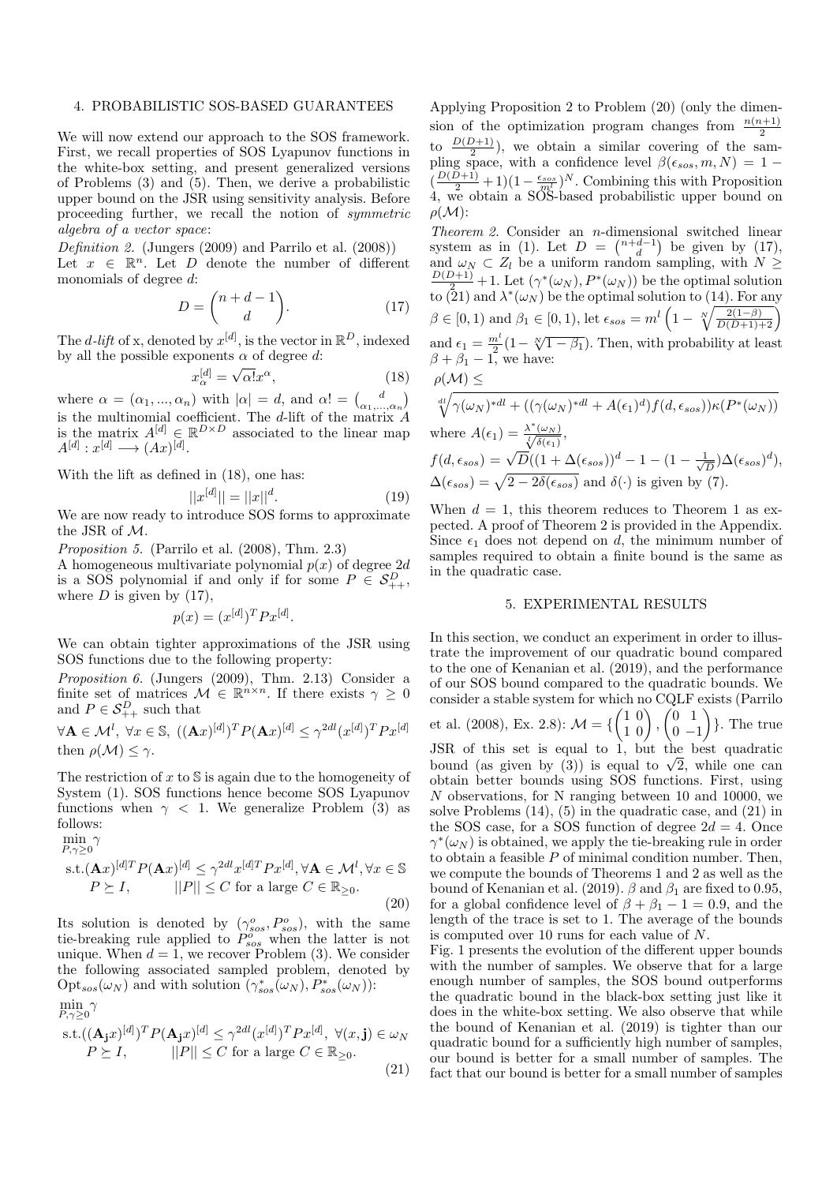## 4. PROBABILISTIC SOS-BASED GUARANTEES

We will now extend our approach to the SOS framework. First, we recall properties of SOS Lyapunov functions in the white-box setting, and present generalized versions of Problems (3) and (5). Then, we derive a probabilistic upper bound on the JSR using sensitivity analysis. Before proceeding further, we recall the notion of *symmetric algebra of a vector space*:

*Definition 2.* (Jungers (2009) and Parrilo et al. (2008)) Let $x \in \mathbb{R}^n$. Let $D$ denote the number of different monomials of degree $d$:

$$D = \binom{n+d-1}{d}. \tag{17}$$

The *d-lift* of x, denoted by $x^{[d]}$, is the vector in $\mathbb{R}^D$, indexed by all the possible exponents $\alpha$ of degree $d$:

$$x^{[d]}_\alpha = \sqrt{\alpha!}x^\alpha, \tag{18}$$

where $\alpha = (\alpha_1, ..., \alpha_n)$ with $|\alpha| = d$, and $\alpha! = \binom{d}{\alpha_1,...,\alpha_n}$ is the multinomial coefficient. The $d$-lift of the matrix $A$ is the matrix $A^{[d]} \in \mathbb{R}^{D\times D}$ associated to the linear map $A^{[d]} : x^{[d]} \longrightarrow (Ax)^{[d]}$.

With the lift as defined in (18), one has:

$$||x^{[d]}|| = ||x||^d. \tag{19}$$

We are now ready to introduce SOS forms to approximate the JSR of $\mathcal{M}$.

*Proposition 5.* (Parrilo et al. (2008), Thm. 2.3) A homogeneous multivariate polynomial $p(x)$ of degree $2d$ is a SOS polynomial if and only if for some $P \in \mathcal{S}^D_{++}$, where $D$ is given by (17),

$$p(x) = (x^{[d]})^T P x^{[d]}.$$

We can obtain tighter approximations of the JSR using SOS functions due to the following property:

*Proposition 6.* (Jungers (2009), Thm. 2.13) Consider a finite set of matrices $\mathcal{M} \in \mathbb{R}^{n\times n}$. If there exists $\gamma \geq 0$ and $P \in \mathcal{S}^D_{++}$ such that

$$\forall \mathbf{A} \in \mathcal{M}^l,\ \forall x \in \mathbb{S},\ ((\mathbf{A}x)^{[d]})^T P (\mathbf{A}x)^{[d]} \leq \gamma^{2dl}(x^{[d]})^T P x^{[d]}$$

then $\rho(\mathcal{M}) \leq \gamma$.

The restriction of $x$ to $\mathbb{S}$ is again due to the homogeneity of System (1). SOS functions hence become SOS Lyapunov functions when $\gamma < 1$. We generalize Problem (3) as follows:

$$\begin{aligned} &\min_{P,\gamma\geq 0} \gamma \\ &\text{s.t.} (\mathbf{A}x)^{[d]T} P (\mathbf{A}x)^{[d]} \leq \gamma^{2dl} x^{[d]T} P x^{[d]}, \forall \mathbf{A} \in \mathcal{M}^l, \forall x \in \mathbb{S} \\ &\quad P \succeq I, \qquad ||P|| \leq C \text{ for a large } C \in \mathbb{R}_{\geq 0}. \end{aligned} \tag{20}$$

Its solution is denoted by $(\gamma^o_{sos}, P^o_{sos})$, with the same tie-breaking rule applied to $P^o_{sos}$ when the latter is not unique. When $d = 1$, we recover Problem (3). We consider the following associated sampled problem, denoted by $\text{Opt}_{sos}(\omega_N)$ and with solution $(\gamma^*_{sos}(\omega_N), P^*_{sos}(\omega_N))$:

$$\begin{aligned} &\min_{P,\gamma\geq 0} \gamma \\ &\text{s.t.} ((\mathbf{A_j}x)^{[d]})^T P (\mathbf{A_j}x)^{[d]} \leq \gamma^{2dl} (x^{[d]})^T P x^{[d]},\ \forall (x, \mathbf{j}) \in \omega_N \\ &\quad P \succeq I, \qquad ||P|| \leq C \text{ for a large } C \in \mathbb{R}_{\geq 0}. \end{aligned} \tag{21}$$

Applying Proposition 2 to Problem (20) (only the dimension of the optimization program changes from $\frac{n(n+1)}{2}$ to $\frac{D(D+1)}{2}$), we obtain a similar covering of the sampling space, with a confidence level $\beta(\epsilon_{sos}, m, N) = 1 - (\frac{D(D+1)}{2} + 1)(1 - \frac{\epsilon_{sos}}{m^l})^N$. Combining this with Proposition 4, we obtain a SOS-based probabilistic upper bound on $\rho(\mathcal{M})$:

*Theorem 2.* Consider an $n$-dimensional switched linear system as in (1). Let $D = \binom{n+d-1}{d}$ be given by (17), and $\omega_N \subset Z_l$ be a uniform random sampling, with $N \geq \frac{D(D+1)}{2} + 1$. Let $(\gamma^*(\omega_N), P^*(\omega_N))$ be the optimal solution to (21) and $\lambda^*(\omega_N)$ be the optimal solution to (14). For any $\beta \in [0, 1)$ and $\beta_1 \in [0, 1)$, let $\epsilon_{sos} = m^l\left(1 - \sqrt[N]{\frac{2(1-\beta)}{D(D+1)+2}}\right)$ and $\epsilon_1 = \frac{m^l}{2}(1 - \sqrt[N]{1 - \beta_1})$. Then, with probability at least $\beta + \beta_1 - 1$, we have:

$$\rho(\mathcal{M}) \leq$$

$$\sqrt[dl]{\gamma(\omega_N)^{*dl} + ((\gamma(\omega_N)^{*dl} + A(\epsilon_1)^d)f(d, \epsilon_{sos}))\kappa(P^*(\omega_N))}$$

where $A(\epsilon_1) = \frac{\lambda^*(\omega_N)}{\sqrt[l]{\delta(\epsilon_1)}}$,

$f(d, \epsilon_{sos}) = \sqrt{D}((1 + \Delta(\epsilon_{sos}))^d - 1 - (1 - \frac{1}{\sqrt{D}})\Delta(\epsilon_{sos})^d)$,

$\Delta(\epsilon_{sos}) = \sqrt{2 - 2\delta(\epsilon_{sos})}$ and $\delta(\cdot)$ is given by (7).

When $d = 1$, this theorem reduces to Theorem 1 as expected. A proof of Theorem 2 is provided in the Appendix. Since $\epsilon_1$ does not depend on $d$, the minimum number of samples required to obtain a finite bound is the same as in the quadratic case.

## 5. EXPERIMENTAL RESULTS

In this section, we conduct an experiment in order to illustrate the improvement of our quadratic bound compared to the one of Kenanian et al. (2019), and the performance of our SOS bound compared to the quadratic bounds. We consider a stable system for which no CQLF exists (Parrilo et al. (2008), Ex. 2.8): $\mathcal{M} = \{\begin{pmatrix}1 & 0\\1 & 0\end{pmatrix}, \begin{pmatrix}0 & 1\\0 & -1\end{pmatrix}\}$. The true JSR of this set is equal to 1, but the best quadratic bound (as given by (3)) is equal to $\sqrt{2}$, while one can obtain better bounds using SOS functions. First, using $N$ observations, for N ranging between 10 and 10000, we solve Problems (14), (5) in the quadratic case, and (21) in the SOS case, for a SOS function of degree $2d = 4$. Once $\gamma^*(\omega_N)$ is obtained, we apply the tie-breaking rule in order to obtain a feasible $P$ of minimal condition number. Then, we compute the bounds of Theorems 1 and 2 as well as the bound of Kenanian et al. (2019). $\beta$ and $\beta_1$ are fixed to 0.95, for a global confidence level of $\beta + \beta_1 - 1 = 0.9$, and the length of the trace is set to 1. The average of the bounds is computed over 10 runs for each value of $N$.

Fig. 1 presents the evolution of the different upper bounds with the number of samples. We observe that for a large enough number of samples, the SOS bound outperforms the quadratic bound in the black-box setting just like it does in the white-box setting. We also observe that while the bound of Kenanian et al. (2019) is tighter than our quadratic bound for a sufficiently high number of samples, our bound is better for a small number of samples. The fact that our bound is better for a small number of samples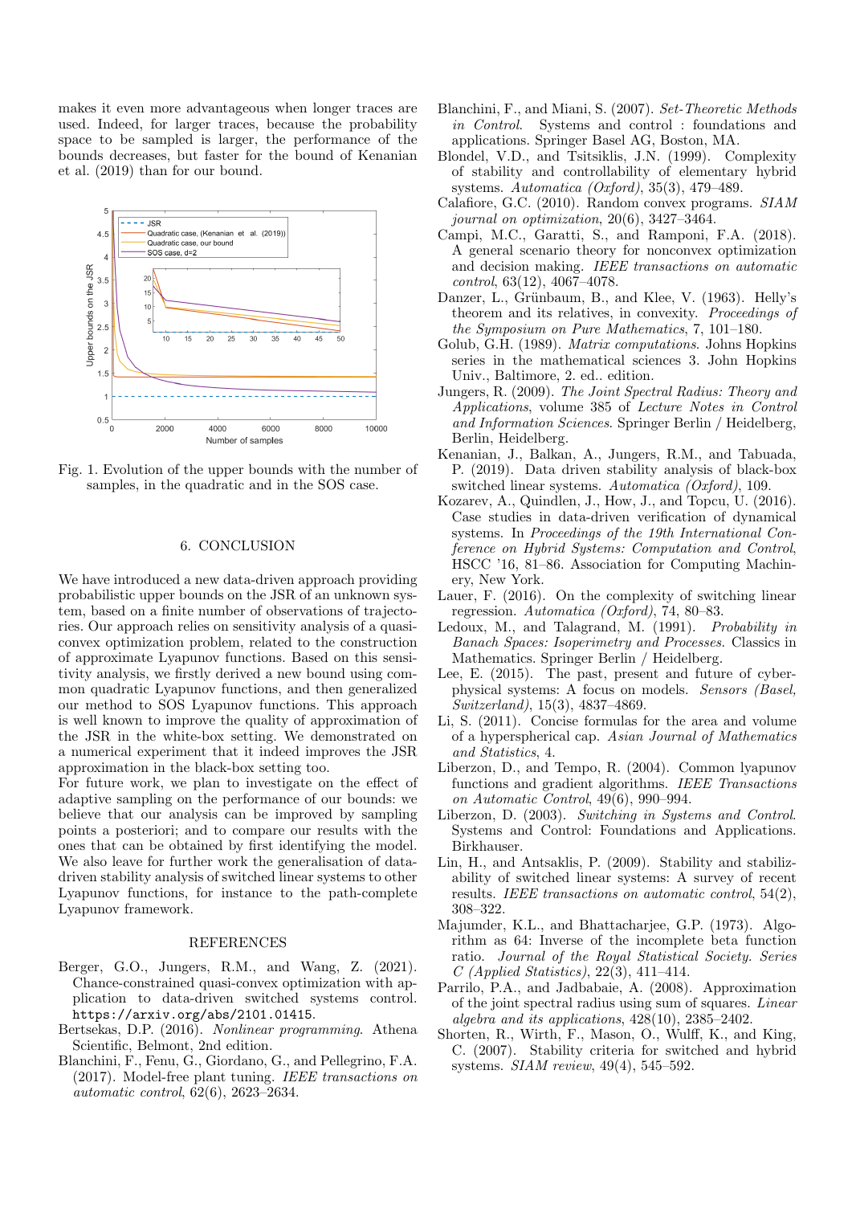makes it even more advantageous when longer traces are used. Indeed, for larger traces, because the probability space to be sampled is larger, the performance of the bounds decreases, but faster for the bound of Kenanian et al. (2019) than for our bound.

Fig. 1. Evolution of the upper bounds with the number of samples, in the quadratic and in the SOS case.

## 6. CONCLUSION

We have introduced a new data-driven approach providing probabilistic upper bounds on the JSR of an unknown system, based on a finite number of observations of trajectories. Our approach relies on sensitivity analysis of a quasi-convex optimization problem, related to the construction of approximate Lyapunov functions. Based on this sensitivity analysis, we firstly derived a new bound using common quadratic Lyapunov functions, and then generalized our method to SOS Lyapunov functions. This approach is well known to improve the quality of approximation of the JSR in the white-box setting. We demonstrated on a numerical experiment that it indeed improves the JSR approximation in the black-box setting too.

For future work, we plan to investigate on the effect of adaptive sampling on the performance of our bounds: we believe that our analysis can be improved by sampling points a posteriori; and to compare our results with the ones that can be obtained by first identifying the model. We also leave for further work the generalisation of data-driven stability analysis of switched linear systems to other Lyapunov functions, for instance to the path-complete Lyapunov framework.

## REFERENCES

Berger, G.O., Jungers, R.M., and Wang, Z. (2021). Chance-constrained quasi-convex optimization with application to data-driven switched systems control. https://arxiv.org/abs/2101.01415.

Bertsekas, D.P. (2016). *Nonlinear programming*. Athena Scientific, Belmont, 2nd edition.

Blanchini, F., Fenu, G., Giordano, G., and Pellegrino, F.A. (2017). Model-free plant tuning. *IEEE transactions on automatic control*, 62(6), 2623–2634.

Blanchini, F., and Miani, S. (2007). *Set-Theoretic Methods in Control*. Systems and control : foundations and applications. Springer Basel AG, Boston, MA.

Blondel, V.D., and Tsitsiklis, J.N. (1999). Complexity of stability and controllability of elementary hybrid systems. *Automatica (Oxford)*, 35(3), 479–489.

Calafiore, G.C. (2010). Random convex programs. *SIAM journal on optimization*, 20(6), 3427–3464.

Campi, M.C., Garatti, S., and Ramponi, F.A. (2018). A general scenario theory for nonconvex optimization and decision making. *IEEE transactions on automatic control*, 63(12), 4067–4078.

Danzer, L., Grünbaum, B., and Klee, V. (1963). Helly's theorem and its relatives, in convexity. *Proceedings of the Symposium on Pure Mathematics*, 7, 101–180.

Golub, G.H. (1989). *Matrix computations*. Johns Hopkins series in the mathematical sciences 3. John Hopkins Univ., Baltimore, 2. ed.. edition.

Jungers, R. (2009). *The Joint Spectral Radius: Theory and Applications*, volume 385 of *Lecture Notes in Control and Information Sciences*. Springer Berlin / Heidelberg, Berlin, Heidelberg.

Kenanian, J., Balkan, A., Jungers, R.M., and Tabuada, P. (2019). Data driven stability analysis of black-box switched linear systems. *Automatica (Oxford)*, 109.

Kozarev, A., Quindlen, J., How, J., and Topcu, U. (2016). Case studies in data-driven verification of dynamical systems. In *Proceedings of the 19th International Conference on Hybrid Systems: Computation and Control*, HSCC '16, 81–86. Association for Computing Machinery, New York.

Lauer, F. (2016). On the complexity of switching linear regression. *Automatica (Oxford)*, 74, 80–83.

Ledoux, M., and Talagrand, M. (1991). *Probability in Banach Spaces: Isoperimetry and Processes*. Classics in Mathematics. Springer Berlin / Heidelberg.

Lee, E. (2015). The past, present and future of cyber-physical systems: A focus on models. *Sensors (Basel, Switzerland)*, 15(3), 4837–4869.

Li, S. (2011). Concise formulas for the area and volume of a hyperspherical cap. *Asian Journal of Mathematics and Statistics*, 4.

Liberzon, D., and Tempo, R. (2004). Common lyapunov functions and gradient algorithms. *IEEE Transactions on Automatic Control*, 49(6), 990–994.

Liberzon, D. (2003). *Switching in Systems and Control*. Systems and Control: Foundations and Applications. Birkhauser.

Lin, H., and Antsaklis, P. (2009). Stability and stabilizability of switched linear systems: A survey of recent results. *IEEE transactions on automatic control*, 54(2), 308–322.

Majumder, K.L., and Bhattacharjee, G.P. (1973). Algorithm as 64: Inverse of the incomplete beta function ratio. *Journal of the Royal Statistical Society. Series C (Applied Statistics)*, 22(3), 411–414.

Parrilo, P.A., and Jadbabaie, A. (2008). Approximation of the joint spectral radius using sum of squares. *Linear algebra and its applications*, 428(10), 2385–2402.

Shorten, R., Wirth, F., Mason, O., Wulff, K., and King, C. (2007). Stability criteria for switched and hybrid systems. *SIAM review*, 49(4), 545–592.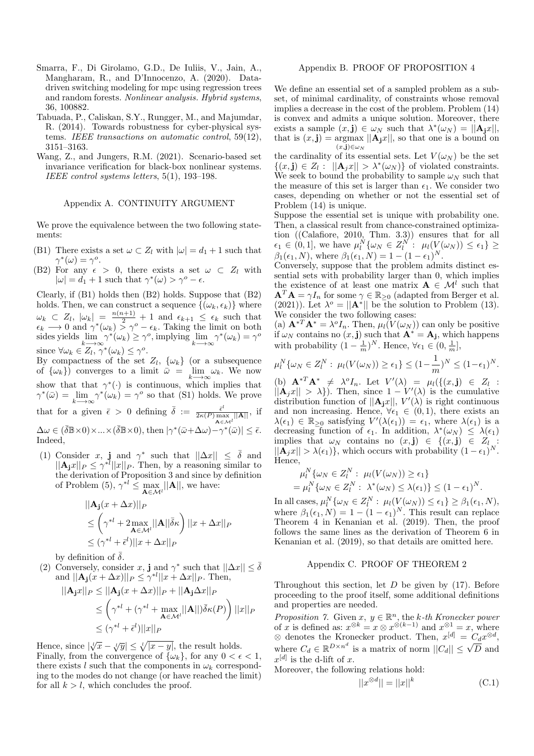Smarra, F., Di Girolamo, G.D., De Iuliis, V., Jain, A., Mangharam, R., and D'Innocenzo, A. (2020). Data-driven switching modeling for mpc using regression trees and random forests. *Nonlinear analysis. Hybrid systems*, 36, 100882.

Tabuada, P., Caliskan, S.Y., Rungger, M., and Majumdar, R. (2014). Towards robustness for cyber-physical systems. *IEEE transactions on automatic control*, 59(12), 3151–3163.

Wang, Z., and Jungers, R.M. (2021). Scenario-based set invariance verification for black-box nonlinear systems. *IEEE control systems letters*, 5(1), 193–198.

## Appendix A. CONTINUITY ARGUMENT

We prove the equivalence between the two following statements:

(B1) There exists a set $\omega \subset Z_l$ with $|\omega| = d_1 + 1$ such that $\gamma^*(\omega) = \gamma^o$.

(B2) For any $\epsilon > 0$, there exists a set $\omega \subset Z_l$ with $|\omega| = d_1 + 1$ such that $\gamma^*(\omega) > \gamma^o - \epsilon$.

Clearly, if (B1) holds then (B2) holds. Suppose that (B2) holds. Then, we can construct a sequence $\{(\omega_k, \epsilon_k)\}$ where $\omega_k \subset Z_l$, $|\omega_k| = \frac{n(n+1)}{2} + 1$ and $\epsilon_{k+1} \leq \epsilon_k$ such that $\epsilon_k \longrightarrow 0$ and $\gamma^*(\omega_k) > \gamma^o - \epsilon_k$. Taking the limit on both sides yields $\lim_{k\longrightarrow\infty} \gamma^*(\omega_k) \geq \gamma^o$, implying $\lim_{k\longrightarrow\infty} \gamma^*(\omega_k) = \gamma^o$ since $\forall \omega_k \in Z_l, \gamma^*(\omega_k) \leq \gamma^o$.

By compactness of the set $Z_l$, $\{\omega_k\}$ (or a subsequence of $\{\omega_k\}$) converges to a limit $\bar{\omega} = \lim_{k\longrightarrow\infty} \omega_k$. We now show that that $\gamma^*(\cdot)$ is continuous, which implies that $\gamma^*(\bar{\omega}) = \lim_{k\longrightarrow\infty} \gamma^*(\omega_k) = \gamma^o$ so that (S1) holds. We prove that for a given $\bar{\epsilon} > 0$ defining $\bar{\delta} := \frac{\bar{\epsilon}^l}{2\kappa(P)\max_{\mathbf{A}\in\mathcal{M}^l} ||\mathbf{A}||}$, if $\Delta\omega \in (\bar{\delta}\mathbb{B}\times 0)\times ... \times(\bar{\delta}\mathbb{B}\times 0)$, then $|\gamma^*(\bar{\omega}+\Delta\omega) - \gamma^*(\bar{\omega})| \leq \bar{\epsilon}$. Indeed,

(1) Consider $x$, $\mathbf{j}$ and $\gamma^*$ such that $||\Delta x|| \leq \bar{\delta}$ and $||\mathbf{A}_{\mathbf{j}} x||_P \leq \gamma^{*l} ||x||_P$. Then, by a reasoning similar to the derivation of Proposition 3 and since by definition of Problem (5), $\gamma^{*l} \leq \max_{\mathbf{A}\in\mathcal{M}^l} ||\mathbf{A}||$, we have:

$$
\begin{aligned}
&||\mathbf{A}_{\mathbf{j}}(x + \Delta x)||_P \\
&\leq \left(\gamma^{*l} + 2\max_{\mathbf{A}\in\mathcal{M}^l} ||\mathbf{A}||\bar{\delta}\kappa\right) ||x + \Delta x||_P \\
&\leq (\gamma^{*l} + \bar{\epsilon}^l)||x + \Delta x||_P
\end{aligned}
$$

by definition of $\bar{\delta}$.

(2) Conversely, consider $x$, $\mathbf{j}$ and $\gamma^*$ such that $||\Delta x|| \leq \bar{\delta}$ and $||\mathbf{A}_{\mathbf{j}}(x + \Delta x)||_P \leq \gamma^{*l}||x + \Delta x||_P$. Then,

$$
\begin{aligned}
||\mathbf{A}_{\mathbf{j}} x||_P &\leq ||\mathbf{A}_{\mathbf{j}}(x + \Delta x)||_P + ||\mathbf{A}_{\mathbf{j}} \Delta x||_P \\
&\leq \left(\gamma^{*l} + (\gamma^{*l} + \max_{\mathbf{A}\in\mathcal{M}^l} ||\mathbf{A}||)\bar{\delta}\kappa(P)\right) ||x||_P \\
&\leq (\gamma^{*l} + \bar{\epsilon}^l)||x||_P
\end{aligned}
$$

Hence, since $|\sqrt[l]{x} - \sqrt[l]{y}| \leq \sqrt[l]{|x-y|}$, the result holds.

Finally, from the convergence of $\{\omega_k\}$, for any $0 < \epsilon < 1$, there exists $l$ such that the components in $\omega_k$ corresponding to the modes do not change (or have reached the limit) for all $k > l$, which concludes the proof.

## Appendix B. PROOF OF PROPOSITION 4

We define an essential set of a sampled problem as a subset, of minimal cardinality, of constraints whose removal implies a decrease in the cost of the problem. Problem (14) is convex and admits a unique solution. Moreover, there exists a sample $(x, \mathbf{j}) \in \omega_N$ such that $\lambda^*(\omega_N) = ||\mathbf{A}_{\mathbf{j}} x||$, that is $(x, \mathbf{j}) = \underset{(x,\mathbf{j})\in\omega_N}{\text{argmax}}\, ||\mathbf{A}_{\mathbf{j}} x||$, so that one is a bound on the cardinality of its essential sets. Let $V(\omega_N)$ be the set $\{(x, \mathbf{j}) \in Z_l :\ ||\mathbf{A}_j x|| > \lambda^*(\omega_N)\}$ of violated constraints. We seek to bound the probability to sample $\omega_N$ such that the measure of this set is larger than $\epsilon_1$. We consider two cases, depending on whether or not the essential set of Problem (14) is unique.

Suppose the essential set is unique with probability one. Then, a classical result from chance-constrained optimization ((Calafiore, 2010, Thm. 3.3)) ensures that for all $\epsilon_1 \in (0, 1]$, we have $\mu_l^N\{\omega_N \in Z_l^N :\ \mu_l(V(\omega_N)) \leq \epsilon_1\} \geq \beta_1(\epsilon_1, N)$, where $\beta_1(\epsilon_1, N) = 1 - (1 - \epsilon_1)^N$.

Conversely, suppose that the problem admits distinct essential sets with probability larger than 0, which implies the existence of at least one matrix $\mathbf{A} \in \mathcal{M}^l$ such that $\mathbf{A}^T\mathbf{A} = \gamma I_n$ for some $\gamma \in \mathbb{R}_{\geq 0}$ (adapted from Berger et al. (2021)). Let $\lambda^o = ||\mathbf{A}^*||$ be the solution to Problem (13). We consider the two following cases:

(a) $\mathbf{A}^{*T}\mathbf{A}^* = \lambda^o I_n$. Then, $\mu_l(V(\omega_N))$ can only be positive if $\omega_N$ contains no $(x, \mathbf{j})$ such that $\mathbf{A}^* = \mathbf{A}_{\mathbf{j}}$, which happens with probability $(1 - \frac{1}{m})^N$. Hence, $\forall \epsilon_1 \in (0, \frac{1}{m}]$,

$$
\mu_l^N\{\omega_N \in Z_l^N :\ \mu_l(V(\omega_N)) \geq \epsilon_1\} \leq (1 - \frac{1}{m})^N \leq (1 - \epsilon_1)^N.
$$

(b) $\mathbf{A}^{*T}\mathbf{A}^* \neq \lambda^o I_n$. Let $V'(\lambda) = \mu_l(\{(x, \mathbf{j}) \in Z_l :\ ||\mathbf{A}_j x|| > \lambda\})$. Then, since $1 - V'(\lambda)$ is the cumulative distribution function of $||\mathbf{A}_{\mathbf{j}} x||$, $V'(\lambda)$ is right continuous and non increasing. Hence, $\forall \epsilon_1 \in (0, 1)$, there exists an $\lambda(\epsilon_1) \in \mathbb{R}_{\geq 0}$ satisfying $V'(\lambda(\epsilon_1)) = \epsilon_1$, where $\lambda(\epsilon_1)$ is a decreasing function of $\epsilon_1$. In addition, $\lambda^*(\omega_N) \leq \lambda(\epsilon_1)$ implies that $\omega_N$ contains no $(x, \mathbf{j}) \in \{(x, \mathbf{j}) \in Z_l :\ ||\mathbf{A}_j x|| > \lambda(\epsilon_1)\}$, which occurs with probability $(1 - \epsilon_1)^N$. Hence,

$$
\begin{aligned}
&\mu_l^N\{\omega_N \in Z_l^N :\ \mu_l(V(\omega_N)) \geq \epsilon_1\} \\
&= \mu_l^N\{\omega_N \in Z_l^N :\ \lambda^*(\omega_N) \leq \lambda(\epsilon_1)\} \leq (1 - \epsilon_1)^N.
\end{aligned}
$$

In all cases, $\mu_l^N\{\omega_N \in Z_l^N :\ \mu_l(V(\omega_N)) \leq \epsilon_1\} \geq \beta_1(\epsilon_1, N)$, where $\beta_1(\epsilon_1, N) = 1 - (1 - \epsilon_1)^N$. This result can replace Theorem 4 in Kenanian et al. (2019). Then, the proof follows the same lines as the derivation of Theorem 6 in Kenanian et al. (2019), so that details are omitted here.

## Appendix C. PROOF OF THEOREM 2

Throughout this section, let $D$ be given by (17). Before proceeding to the proof itself, some additional definitions and properties are needed.

*Proposition 7.* Given $x$, $y \in \mathbb{R}^n$, the *k-th Kronecker power* of $x$ is defined as: $x^{\otimes k} = x \otimes x^{\otimes(k-1)}$ and $x^{\otimes 1} = x$, where $\otimes$ denotes the Kronecker product. Then, $x^{[d]} = C_d x^{\otimes d}$, where $C_d \in \mathbb{R}^{D\times n^d}$ is a matrix of norm $||C_d|| \leq \sqrt{D}$ and $x^{[d]}$ is the d-lift of $x$.

Moreover, the following relations hold:

$$
||x^{\otimes d}|| = ||x||^k \tag{C.1}
$$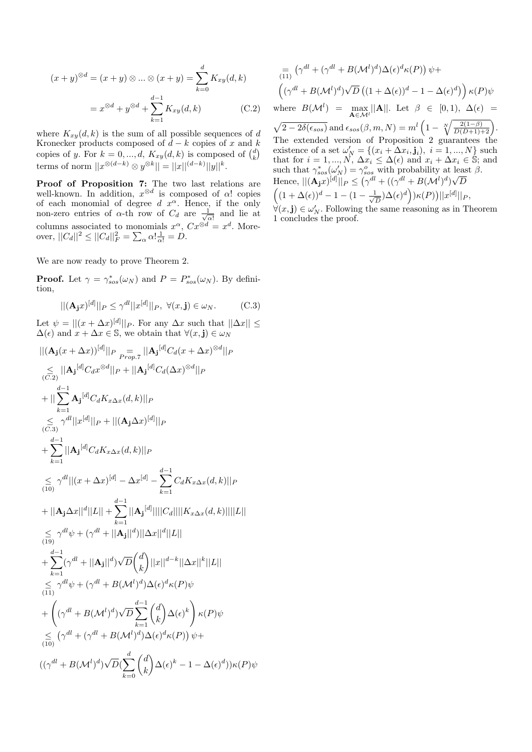$$(x+y)^{\otimes d} = (x+y) \otimes ... \otimes (x+y) = \sum_{k=0}^{d} K_{xy}(d,k)$$

$$= x^{\otimes d} + y^{\otimes d} + \sum_{k=1}^{d-1} K_{xy}(d,k) \quad \text{(C.2)}$$

where $K_{xy}(d,k)$ is the sum of all possible sequences of $d$ Kronecker products composed of $d-k$ copies of $x$ and $k$ copies of $y$. For $k = 0, ..., d$, $K_{xy}(d,k)$ is composed of $\binom{d}{k}$ terms of norm $||x^{\otimes(d-k)} \otimes y^{\otimes k}|| = ||x||^{(d-k)}||y||^k$.

**Proof of Proposition 7:** The two last relations are well-known. In addition, $x^{\otimes d}$ is composed of $\alpha!$ copies of each monomial of degree $d$ $x^\alpha$. Hence, if the only non-zero entries of $\alpha$-th row of $C_d$ are $\frac{1}{\sqrt{\alpha!}}$ and lie at columns associated to monomials $x^\alpha$, $Cx^{\otimes d} = x^d$. Moreover, $||C_d||^2 \leq ||C_d||_F^2 = \sum_\alpha \alpha! \frac{1}{\alpha!} = D$.

We are now ready to prove Theorem 2.

**Proof.** Let $\gamma = \gamma^*_{sos}(\omega_N)$ and $P = P^*_{sos}(\omega_N)$. By definition,

$$||(\mathbf{A_j}x)^{[d]}||_P \leq \gamma^{dl}||x^{[d]}||_P, \ \forall (x,\mathbf{j}) \in \omega_N. \quad \text{(C.3)}$$

Let $\psi = ||(x+\Delta x)^{[d]}||_P$. For any $\Delta x$ such that $||\Delta x|| \leq \Delta(\epsilon)$ and $x + \Delta x \in \mathbb{S}$, we obtain that $\forall (x,\mathbf{j}) \in \omega_N$

$$\begin{aligned}
&||(\mathbf{A_j}(x+\Delta x))^{[d]}||_P \underset{Prop.7}{=} ||\mathbf{A_j}^{[d]}C_d(x+\Delta x)^{\otimes d}||_P \\
&\underset{(C.2)}{\leq} ||\mathbf{A_j}^{[d]}C_d x^{\otimes d}||_P + ||\mathbf{A_j}^{[d]}C_d(\Delta x)^{\otimes d}||_P \\
&+ ||\sum_{k=1}^{d-1} \mathbf{A_j}^{[d]}C_d K_{x\Delta x}(d,k)||_P \\
&\underset{(C.3)}{\leq} \gamma^{dl}||x^{[d]}||_P + ||(\mathbf{A_j}\Delta x)^{[d]}||_P \\
&+ \sum_{k=1}^{d-1} ||\mathbf{A_j}^{[d]}C_d K_{x\Delta x}(d,k)||_P \\
&\underset{(10)}{\leq} \gamma^{dl}||(x+\Delta x)^{[d]} - \Delta x^{[d]} - \sum_{k=1}^{d-1} C_d K_{x\Delta x}(d,k)||_P \\
&+ ||\mathbf{A_j}\Delta x||^d||L|| + \sum_{k=1}^{d-1} ||\mathbf{A_j}^{[d]}||||C_d||||K_{x\Delta x}(d,k)||||L|| \\
&\underset{(19)}{\leq} \gamma^{dl}\psi + (\gamma^{dl} + ||\mathbf{A_j}||^d)||\Delta x||^d||L|| \\
&+ \sum_{k=1}^{d-1} (\gamma^{dl} + ||\mathbf{A_j}||^d)\sqrt{D}\binom{d}{k}||x||^{d-k}||\Delta x||^k||L|| \\
&\underset{(11)}{\leq} \gamma^{dl}\psi + (\gamma^{dl} + B(\mathcal{M}^l)^d)\Delta(\epsilon)^d\kappa(P)\psi \\
&+ \left((\gamma^{dl} + B(\mathcal{M}^l)^d)\sqrt{D}\sum_{k=1}^{d-1}\binom{d}{k}\Delta(\epsilon)^k\right)\kappa(P)\psi \\
&\underset{(10)}{\leq} \left(\gamma^{dl} + (\gamma^{dl} + B(\mathcal{M}^l)^d)\Delta(\epsilon)^d\kappa(P)\right)\psi + \\
&((\gamma^{dl} + B(\mathcal{M}^l)^d)\sqrt{D}(\sum_{k=0}^{d}\binom{d}{k}\Delta(\epsilon)^k - 1 - \Delta(\epsilon)^d))\kappa(P)\psi \\
&\underset{(11)}{=} \left(\gamma^{dl} + (\gamma^{dl} + B(\mathcal{M}^l)^d)\Delta(\epsilon)^d\kappa(P)\right)\psi + \\
&\left((\gamma^{dl} + B(\mathcal{M}^l)^d)\sqrt{D}\left((1+\Delta(\epsilon))^d - 1 - \Delta(\epsilon)^d\right)\right)\kappa(P)\psi
\end{aligned}$$

where $B(\mathcal{M}^l) = \max_{\mathbf{A} \in \mathcal{M}^l} ||\mathbf{A}||$. Let $\beta \in [0,1)$, $\Delta(\epsilon) = \sqrt{2 - 2\delta(\epsilon_{sos})}$ and $\epsilon_{sos}(\beta, m, N) = m^l\left(1 - \sqrt[N]{\frac{2(1-\beta)}{D(D+1)+2}}\right)$. The extended version of Proposition 2 guarantees the existence of a set $\omega'_N = \{(x_i + \Delta x_i, \mathbf{j}_i), \ i = 1, ..., N\}$ such that for $i = 1, ..., N$, $\Delta x_i \leq \Delta(\epsilon)$ and $x_i + \Delta x_i \in \mathbb{S}$; and such that $\gamma^*_{sos}(\omega'_N) = \gamma^o_{sos}$ with probability at least $\beta$. Hence, $||(\mathbf{A_j}x)^{[d]}||_P \leq \big(\gamma^{dl} + ((\gamma^{dl} + B(\mathcal{M}^l)^d)\sqrt{D}$ $\left((1+\Delta(\epsilon))^d - 1 - (1 - \frac{1}{\sqrt{D}})\Delta(\epsilon)^d\right)\kappa(P)\big)||x^{[d]}||_P$, $\forall (x,\mathbf{j}) \in \omega'_N$. Following the same reasoning as in Theorem 1 concludes the proof.